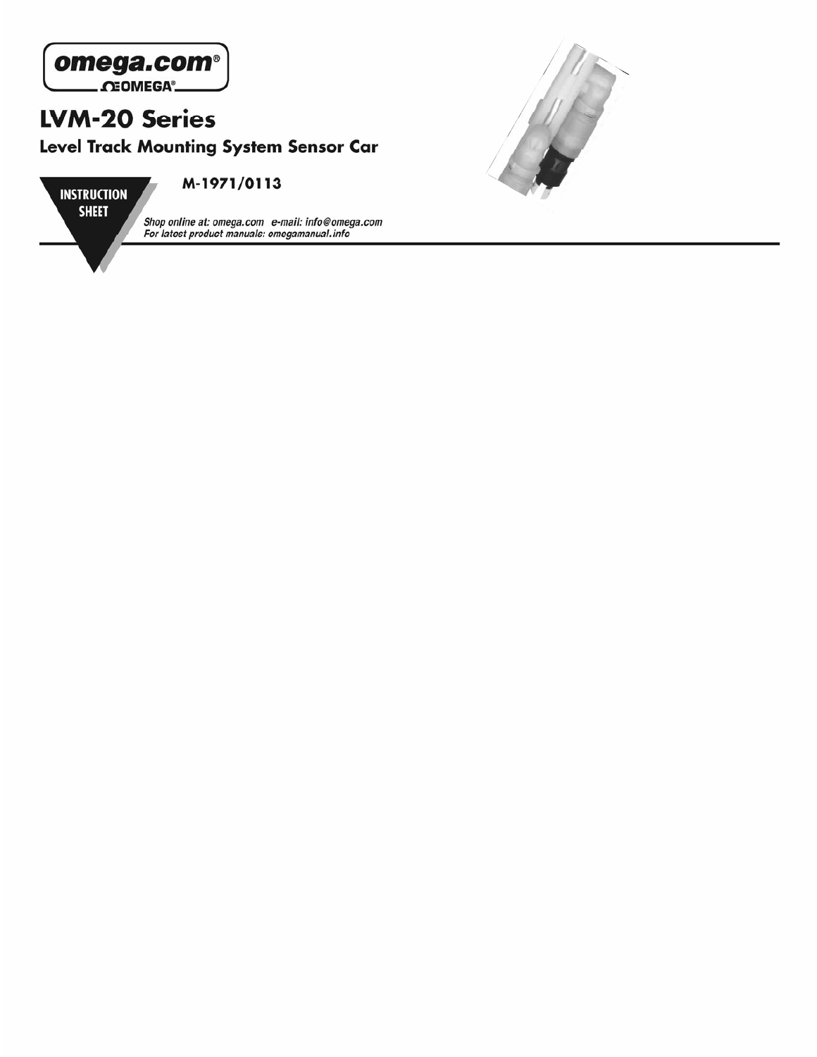omega.com®

OMEGA®

# LVM-20 Series

## Level Track Mounting System Sensor Car

INSTRUCTION SHEET

**M-1971/0113**

*Shop online at: omega.com e-mail: info@omega.com*
*For latest product manuals: omegamanual.info*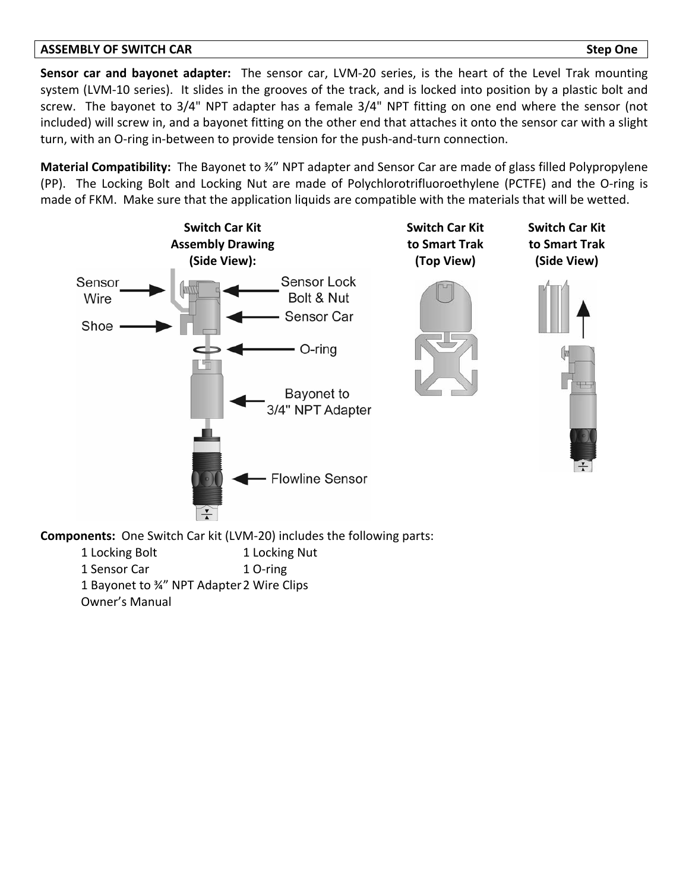**ASSEMBLY OF SWITCH CAR** **Step One**

**Sensor car and bayonet adapter:** The sensor car, LVM-20 series, is the heart of the Level Trak mounting system (LVM-10 series). It slides in the grooves of the track, and is locked into position by a plastic bolt and screw. The bayonet to 3/4" NPT adapter has a female 3/4" NPT fitting on one end where the sensor (not included) will screw in, and a bayonet fitting on the other end that attaches it onto the sensor car with a slight turn, with an O-ring in-between to provide tension for the push-and-turn connection.

**Material Compatibility:** The Bayonet to ¾" NPT adapter and Sensor Car are made of glass filled Polypropylene (PP). The Locking Bolt and Locking Nut are made of Polychlorotrifluoroethylene (PCTFE) and the O-ring is made of FKM. Make sure that the application liquids are compatible with the materials that will be wetted.

**Switch Car Kit Assembly Drawing (Side View):**

Sensor Wire, Shoe, Sensor Lock Bolt & Nut, Sensor Car, O-ring, Bayonet to 3/4" NPT Adapter, Flowline Sensor

**Switch Car Kit to Smart Trak (Top View)**

**Switch Car Kit to Smart Trak (Side View)**

**Components:** One Switch Car kit (LVM-20) includes the following parts:

| | |
|---|---|
| 1 Locking Bolt | 1 Locking Nut |
| 1 Sensor Car | 1 O-ring |
| 1 Bayonet to ¾" NPT Adapter | 2 Wire Clips |
| Owner's Manual | |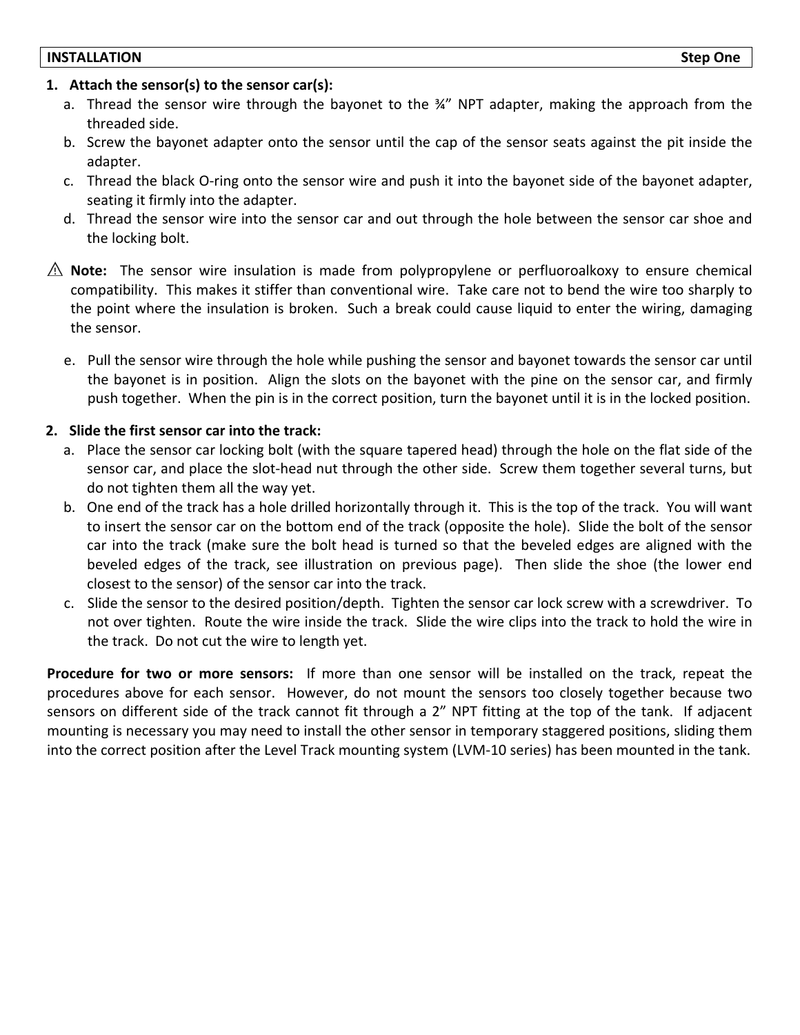## INSTALLATION Step One

1. **Attach the sensor(s) to the sensor car(s):**
   a. Thread the sensor wire through the bayonet to the ¾" NPT adapter, making the approach from the threaded side.
   b. Screw the bayonet adapter onto the sensor until the cap of the sensor seats against the pit inside the adapter.
   c. Thread the black O-ring onto the sensor wire and push it into the bayonet side of the bayonet adapter, seating it firmly into the adapter.
   d. Thread the sensor wire into the sensor car and out through the hole between the sensor car shoe and the locking bolt.

⚠ **Note:** The sensor wire insulation is made from polypropylene or perfluoroalkoxy to ensure chemical compatibility. This makes it stiffer than conventional wire. Take care not to bend the wire too sharply to the point where the insulation is broken. Such a break could cause liquid to enter the wiring, damaging the sensor.

   e. Pull the sensor wire through the hole while pushing the sensor and bayonet towards the sensor car until the bayonet is in position. Align the slots on the bayonet with the pine on the sensor car, and firmly push together. When the pin is in the correct position, turn the bayonet until it is in the locked position.

2. **Slide the first sensor car into the track:**
   a. Place the sensor car locking bolt (with the square tapered head) through the hole on the flat side of the sensor car, and place the slot-head nut through the other side. Screw them together several turns, but do not tighten them all the way yet.
   b. One end of the track has a hole drilled horizontally through it. This is the top of the track. You will want to insert the sensor car on the bottom end of the track (opposite the hole). Slide the bolt of the sensor car into the track (make sure the bolt head is turned so that the beveled edges are aligned with the beveled edges of the track, see illustration on previous page). Then slide the shoe (the lower end closest to the sensor) of the sensor car into the track.
   c. Slide the sensor to the desired position/depth. Tighten the sensor car lock screw with a screwdriver. To not over tighten. Route the wire inside the track. Slide the wire clips into the track to hold the wire in the track. Do not cut the wire to length yet.

**Procedure for two or more sensors:** If more than one sensor will be installed on the track, repeat the procedures above for each sensor. However, do not mount the sensors too closely together because two sensors on different side of the track cannot fit through a 2" NPT fitting at the top of the tank. If adjacent mounting is necessary you may need to install the other sensor in temporary staggered positions, sliding them into the correct position after the Level Track mounting system (LVM-10 series) has been mounted in the tank.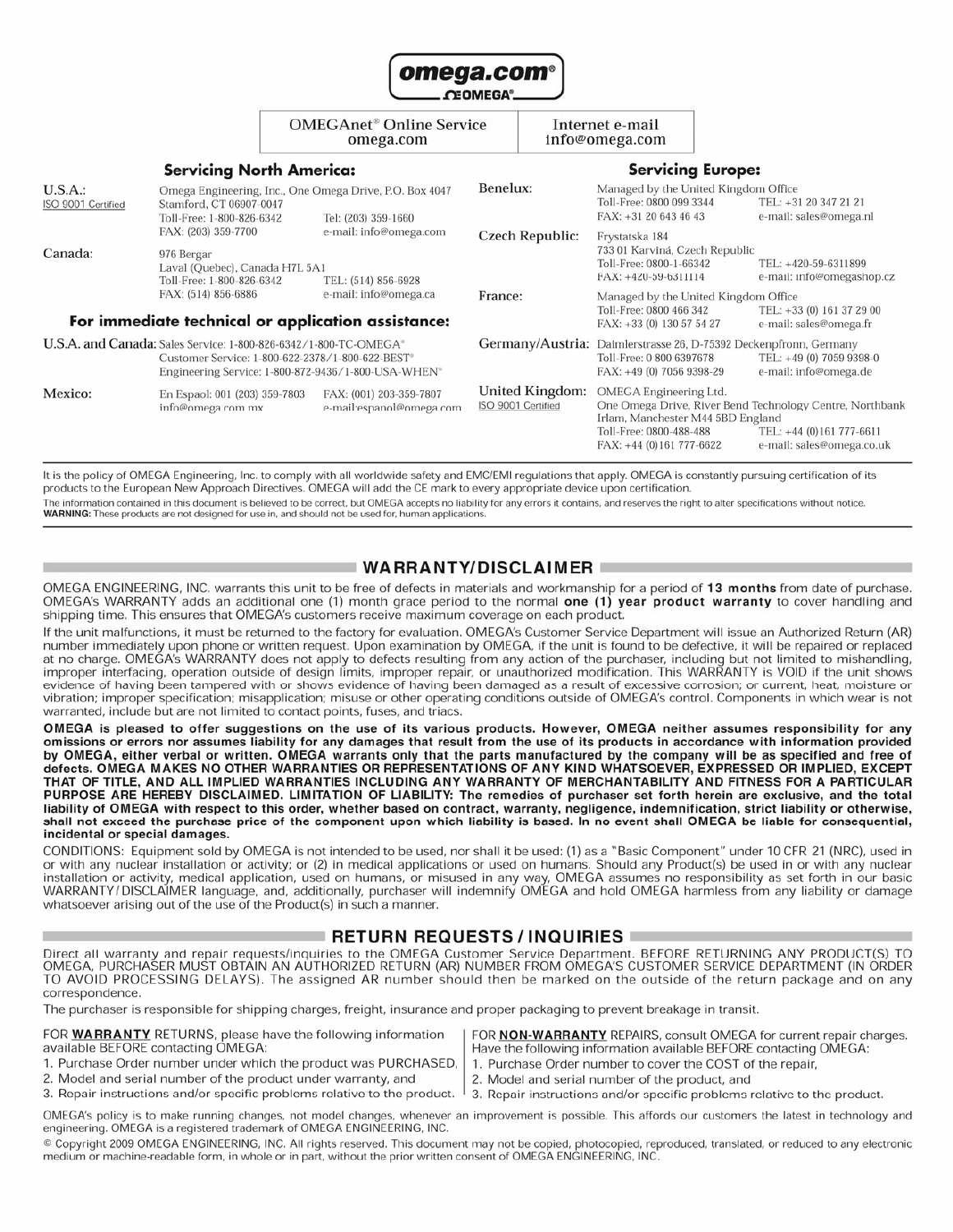**omega.com®**

**OMEGA®**

| OMEGAnet® Online Service | Internet e-mail |
|---|---|
| omega.com | info@omega.com |

## Servicing North America:

**U.S.A.:**
ISO 9001 Certified

Omega Engineering, Inc., One Omega Drive, P.O. Box 4047
Stamford, CT 06907-0047
Toll-Free: 1-800-826-6342 Tel: (203) 359-1660
FAX: (203) 359-7700 e-mail: info@omega.com

**Canada:**

976 Bergar
Laval (Quebec), Canada H7L 5A1
Toll-Free: 1-800-826-6342 TEL: (514) 856-6928
FAX: (514) 856-6886 e-mail: info@omega.ca

### For immediate technical or application assistance:

**U.S.A. and Canada:** Sales Service: 1-800-826-6342/1-800-TC-OMEGA®
Customer Service: 1-800-622-2378/1-800-622-BEST®
Engineering Service: 1-800-872-9436/1-800-USA-WHEN®

**Mexico:** En Espaol: 001 (203) 359-7803 FAX: (001) 203-359-7807
info@omega.com.mx e-mail:espanol@omega.com

## Servicing Europe:

**Benelux:**
Managed by the United Kingdom Office
Toll-Free: 0800 099 3344 TEL: +31 20 347 21 21
FAX: +31 20 643 46 43 e-mail: sales@omega.nl

**Czech Republic:**
Frystatska 184
733 01 Karviná, Czech Republic
Toll-Free: 0800-1-66342 TEL: +420-59-6311899
FAX: +420-59-6311114 e-mail: info@omegashop.cz

**France:**
Managed by the United Kingdom Office
Toll-Free: 0800 466 342 TEL: +33 (0) 161 37 29 00
FAX: +33 (0) 130 57 54 27 e-mail: sales@omega.fr

**Germany/Austria:**
Daimlerstrasse 26, D-75392 Deckenpfronn, Germany
Toll-Free: 0 800 6397678 TEL: +49 (0) 7059 9398-0
FAX: +49 (0) 7056 9398-29 e-mail: info@omega.de

**United Kingdom:**
ISO 9001 Certified
OMEGA Engineering Ltd.
One Omega Drive, River Bend Technology Centre, Northbank
Irlam, Manchester M44 5BD England
Toll-Free: 0800-488-488 TEL: +44 (0)161 777-6611
FAX: +44 (0)161 777-6622 e-mail: sales@omega.co.uk

It is the policy of OMEGA Engineering, Inc. to comply with all worldwide safety and EMC/EMI regulations that apply. OMEGA is constantly pursuing certification of its products to the European New Approach Directives. OMEGA will add the CE mark to every appropriate device upon certification.

The information contained in this document is believed to be correct, but OMEGA accepts no liability for any errors it contains, and reserves the right to alter specifications without notice.
**WARNING:** These products are not designed for use in, and should not be used for, human applications.

## WARRANTY/DISCLAIMER

OMEGA ENGINEERING, INC. warrants this unit to be free of defects in materials and workmanship for a period of **13 months** from date of purchase. OMEGA's WARRANTY adds an additional one (1) month grace period to the normal **one (1) year product warranty** to cover handling and shipping time. This ensures that OMEGA's customers receive maximum coverage on each product.

If the unit malfunctions, it must be returned to the factory for evaluation. OMEGA's Customer Service Department will issue an Authorized Return (AR) number immediately upon phone or written request. Upon examination by OMEGA, if the unit is found to be defective, it will be repaired or replaced at no charge. OMEGA's WARRANTY does not apply to defects resulting from any action of the purchaser, including but not limited to mishandling, improper interfacing, operation outside of design limits, improper repair, or unauthorized modification. This WARRANTY is VOID if the unit shows evidence of having been tampered with or shows evidence of having been damaged as a result of excessive corrosion; or current, heat, moisture or vibration; improper specification; misapplication; misuse or other operating conditions outside of OMEGA's control. Components in which wear is not warranted, include but are not limited to contact points, fuses, and triacs.

**OMEGA is pleased to offer suggestions on the use of its various products. However, OMEGA neither assumes responsibility for any omissions or errors nor assumes liability for any damages that result from the use of its products in accordance with information provided by OMEGA, either verbal or written. OMEGA warrants only that the parts manufactured by the company will be as specified and free of defects. OMEGA MAKES NO OTHER WARRANTIES OR REPRESENTATIONS OF ANY KIND WHATSOEVER, EXPRESSED OR IMPLIED, EXCEPT THAT OF TITLE, AND ALL IMPLIED WARRANTIES INCLUDING ANY WARRANTY OF MERCHANTABILITY AND FITNESS FOR A PARTICULAR PURPOSE ARE HEREBY DISCLAIMED. LIMITATION OF LIABILITY: The remedies of purchaser set forth herein are exclusive, and the total liability of OMEGA with respect to this order, whether based on contract, warranty, negligence, indemnification, strict liability or otherwise, shall not exceed the purchase price of the component upon which liability is based. In no event shall OMEGA be liable for consequential, incidental or special damages.**

CONDITIONS: Equipment sold by OMEGA is not intended to be used, nor shall it be used: (1) as a "Basic Component" under 10 CFR 21 (NRC), used in or with any nuclear installation or activity; or (2) in medical applications or used on humans. Should any Product(s) be used in or with any nuclear installation or activity, medical application, used on humans, or misused in any way, OMEGA assumes no responsibility as set forth in our basic WARRANTY/DISCLAIMER language, and, additionally, purchaser will indemnify OMEGA and hold OMEGA harmless from any liability or damage whatsoever arising out of the use of the Product(s) in such a manner.

## RETURN REQUESTS / INQUIRIES

Direct all warranty and repair requests/inquiries to the OMEGA Customer Service Department. BEFORE RETURNING ANY PRODUCT(S) TO OMEGA, PURCHASER MUST OBTAIN AN AUTHORIZED RETURN (AR) NUMBER FROM OMEGA'S CUSTOMER SERVICE DEPARTMENT (IN ORDER TO AVOID PROCESSING DELAYS). The assigned AR number should then be marked on the outside of the return package and on any correspondence.

The purchaser is responsible for shipping charges, freight, insurance and proper packaging to prevent breakage in transit.

FOR **WARRANTY** RETURNS, please have the following information available BEFORE contacting OMEGA:

1. Purchase Order number under which the product was PURCHASED,
2. Model and serial number of the product under warranty, and
3. Repair instructions and/or specific problems relative to the product.

FOR **NON-WARRANTY** REPAIRS, consult OMEGA for current repair charges. Have the following information available BEFORE contacting OMEGA:

1. Purchase Order number to cover the COST of the repair,
2. Model and serial number of the product, and
3. Repair instructions and/or specific problems relative to the product.

OMEGA's policy is to make running changes, not model changes, whenever an improvement is possible. This affords our customers the latest in technology and engineering. OMEGA is a registered trademark of OMEGA ENGINEERING, INC.

© Copyright 2009 OMEGA ENGINEERING, INC. All rights reserved. This document may not be copied, photocopied, reproduced, translated, or reduced to any electronic medium or machine-readable form, in whole or in part, without the prior written consent of OMEGA ENGINEERING, INC.